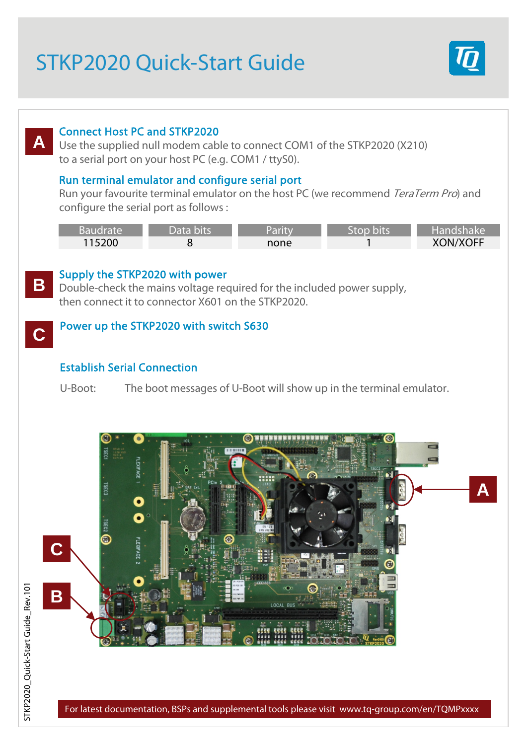# STKP2020 Quick-Start Guide

## A

### Connect Host PC and STKP2020

Use the supplied null modem cable to connect COM1 of the STKP2020 (X210) to a serial port on your host PC (e.g. COM1 / ttyS0).

### Run terminal emulator and configure serial port

Run your favourite terminal emulator on the host PC (we recommend *TeraTerm Pro*) and configure the serial port as follows :

| Baudrate | Data bits | Parity | Stop bits | Handshake |
|---|---|---|---|---|
| 115200 | 8 | none | 1 | XON/XOFF |

## B

### Supply the STKP2020 with power

Double-check the mains voltage required for the included power supply, then connect it to connector X601 on the STKP2020.

## C

### Power up the STKP2020 with switch S630

### Establish Serial Connection

U-Boot: The boot messages of U-Boot will show up in the terminal emulator.

For latest documentation, BSPs and supplemental tools please visit www.tq-group.com/en/TQMPxxxx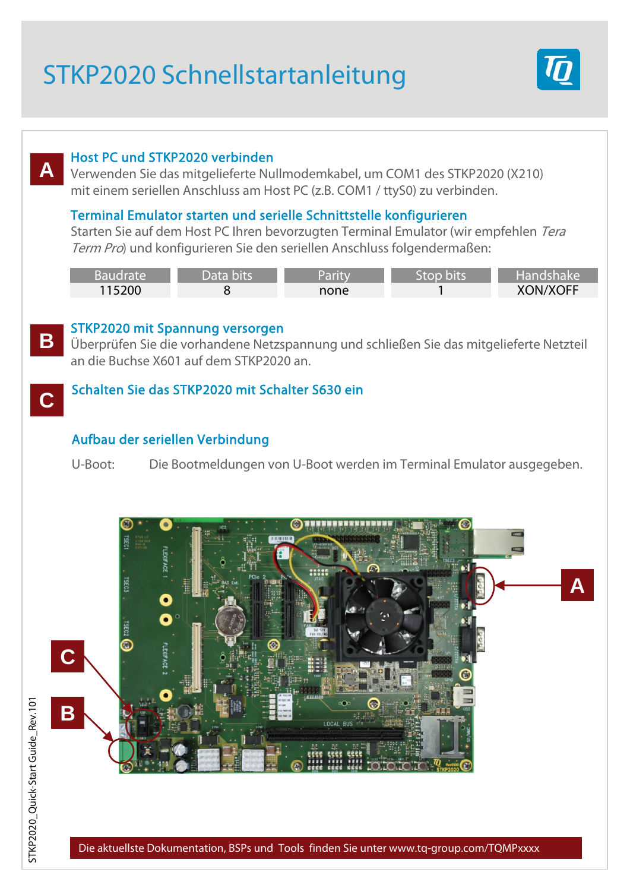# STKP2020 Schnellstartanleitung

**A**

## Host PC und STKP2020 verbinden

Verwenden Sie das mitgelieferte Nullmodemkabel, um COM1 des STKP2020 (X210) mit einem seriellen Anschluss am Host PC (z.B. COM1 / ttyS0) zu verbinden.

## Terminal Emulator starten und serielle Schnittstelle konfigurieren

Starten Sie auf dem Host PC Ihren bevorzugten Terminal Emulator (wir empfehlen *Tera Term Pro*) und konfigurieren Sie den seriellen Anschluss folgendermaßen:

| Baudrate | Data bits | Parity | Stop bits | Handshake |
|---|---|---|---|---|
| 115200 | 8 | none | 1 | XON/XOFF |

**B**

## STKP2020 mit Spannung versorgen

Überprüfen Sie die vorhandene Netzspannung und schließen Sie das mitgelieferte Netzteil an die Buchse X601 auf dem STKP2020 an.

**C**

## Schalten Sie das STKP2020 mit Schalter S630 ein

## Aufbau der seriellen Verbindung

U-Boot: Die Bootmeldungen von U-Boot werden im Terminal Emulator ausgegeben.

Die aktuellste Dokumentation, BSPs und Tools finden Sie unter www.tq-group.com/TQMPxxxx

STKP2020_Quick-Start Guide_Rev.101